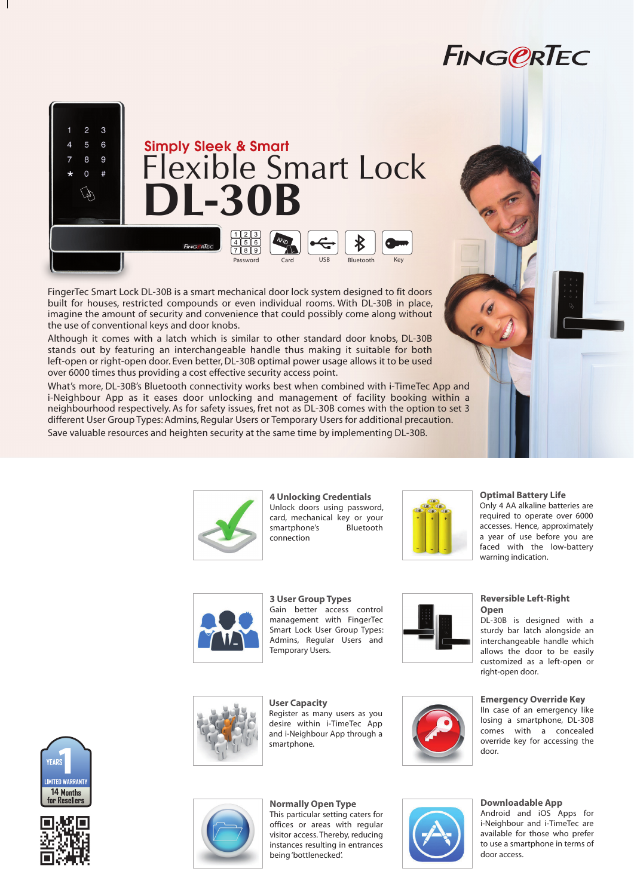# FingerTec

## Simply Sleek & Smart

# Flexible Smart Lock DL-30B

Password | Card | USB | Bluetooth | Key

FingerTec Smart Lock DL-30B is a smart mechanical door lock system designed to fit doors built for houses, restricted compounds or even individual rooms. With DL-30B in place, imagine the amount of security and convenience that could possibly come along without the use of conventional keys and door knobs.

Although it comes with a latch which is similar to other standard door knobs, DL-30B stands out by featuring an interchangeable handle thus making it suitable for both left-open or right-open door. Even better, DL-30B optimal power usage allows it to be used over 6000 times thus providing a cost effective security access point.

What's more, DL-30B's Bluetooth connectivity works best when combined with i-TimeTec App and i-Neighbour App as it eases door unlocking and management of facility booking within a neighbourhood respectively. As for safety issues, fret not as DL-30B comes with the option to set 3 different User Group Types: Admins, Regular Users or Temporary Users for additional precaution.

Save valuable resources and heighten security at the same time by implementing DL-30B.

### 4 Unlocking Credentials

Unlock doors using password, card, mechanical key or your smartphone's Bluetooth connection

### Optimal Battery Life

Only 4 AA alkaline batteries are required to operate over 6000 accesses. Hence, approximately a year of use before you are faced with the low-battery warning indication.

### 3 User Group Types

Gain better access control management with FingerTec Smart Lock User Group Types: Admins, Regular Users and Temporary Users.

### Reversible Left-Right Open

DL-30B is designed with a sturdy bar latch alongside an interchangeable handle which allows the door to be easily customized as a left-open or right-open door.

### User Capacity

Register as many users as you desire within i-TimeTec App and i-Neighbour App through a smartphone.

### Emergency Override Key

IIn case of an emergency like losing a smartphone, DL-30B comes with a concealed override key for accessing the door.

### Normally Open Type

This particular setting caters for offices or areas with regular visitor access. Thereby, reducing instances resulting in entrances being 'bottlenecked'.

### Downloadable App

Android and iOS Apps for i-Neighbour and i-TimeTec are available for those who prefer to use a smartphone in terms of door access.

1 YEARS LIMITED WARRANTY
14 Months for Resellers